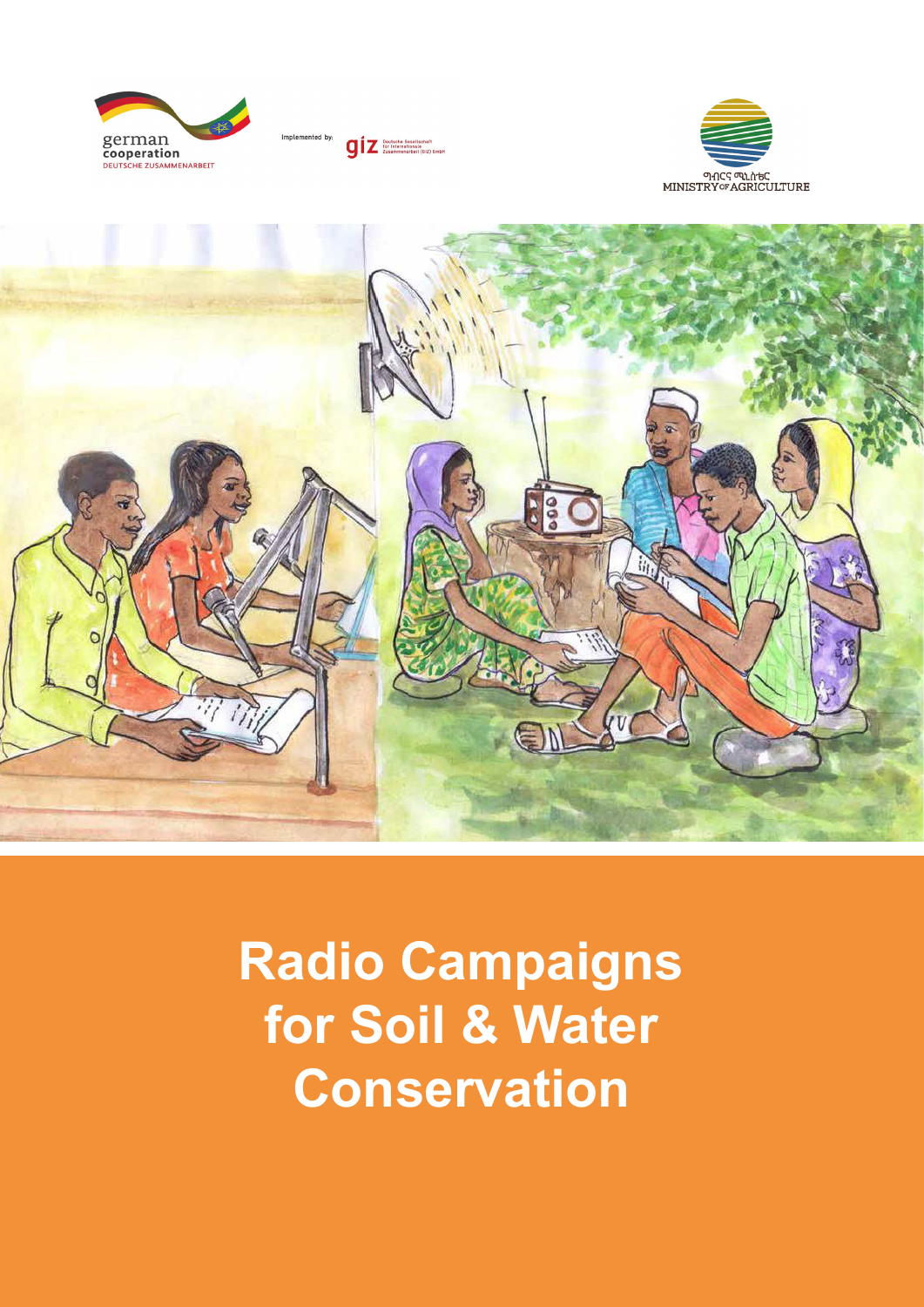german
cooperation
DEUTSCHE ZUSAMMENARBEIT

Implemented by: giz Deutsche Gesellschaft für Internationale Zusammenarbeit (GIZ) GmbH

ግብርና ሚኒስቴር
MINISTRY OF AGRICULTURE

# Radio Campaigns for Soil & Water Conservation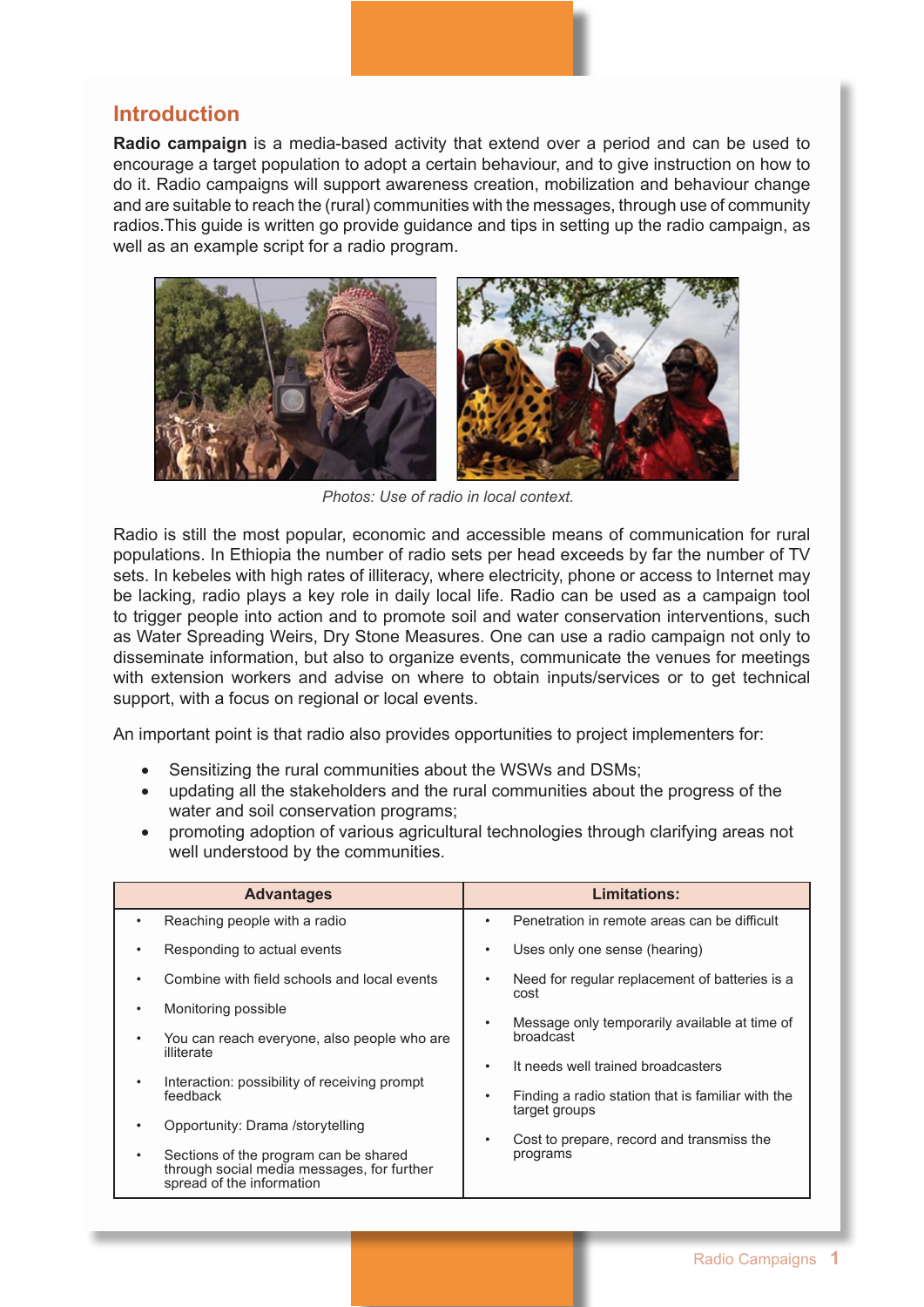## Introduction

**Radio campaign** is a media-based activity that extend over a period and can be used to encourage a target population to adopt a certain behaviour, and to give instruction on how to do it. Radio campaigns will support awareness creation, mobilization and behaviour change and are suitable to reach the (rural) communities with the messages, through use of community radios.This guide is written go provide guidance and tips in setting up the radio campaign, as well as an example script for a radio program.

*Photos: Use of radio in local context.*

Radio is still the most popular, economic and accessible means of communication for rural populations. In Ethiopia the number of radio sets per head exceeds by far the number of TV sets. In kebeles with high rates of illiteracy, where electricity, phone or access to Internet may be lacking, radio plays a key role in daily local life. Radio can be used as a campaign tool to trigger people into action and to promote soil and water conservation interventions, such as Water Spreading Weirs, Dry Stone Measures. One can use a radio campaign not only to disseminate information, but also to organize events, communicate the venues for meetings with extension workers and advise on where to obtain inputs/services or to get technical support, with a focus on regional or local events.

An important point is that radio also provides opportunities to project implementers for:

- Sensitizing the rural communities about the WSWs and DSMs;
- updating all the stakeholders and the rural communities about the progress of the water and soil conservation programs;
- promoting adoption of various agricultural technologies through clarifying areas not well understood by the communities.

| Advantages | Limitations: |
|---|---|
| • Reaching people with a radio<br>• Responding to actual events<br>• Combine with field schools and local events<br>• Monitoring possible<br>• You can reach everyone, also people who are illiterate<br>• Interaction: possibility of receiving prompt feedback<br>• Opportunity: Drama /storytelling<br>• Sections of the program can be shared through social media messages, for further spread of the information | • Penetration in remote areas can be difficult<br>• Uses only one sense (hearing)<br>• Need for regular replacement of batteries is a cost<br>• Message only temporarily available at time of broadcast<br>• It needs well trained broadcasters<br>• Finding a radio station that is familiar with the target groups<br>• Cost to prepare, record and transmiss the programs |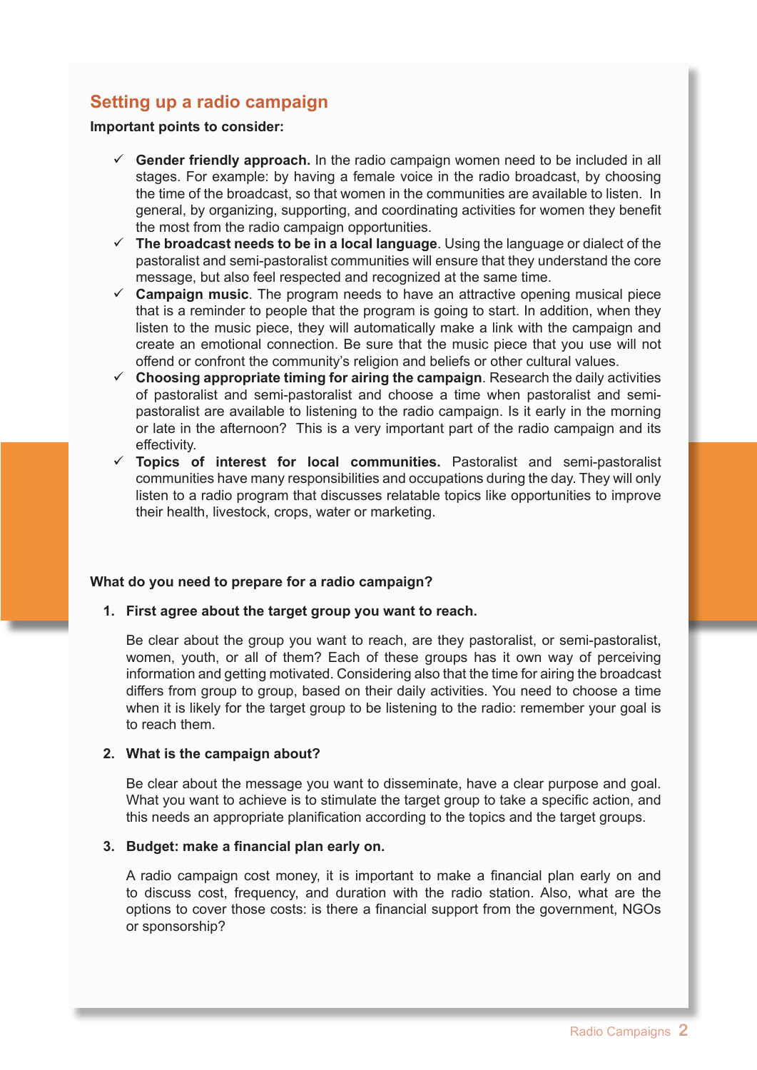## Setting up a radio campaign

**Important points to consider:**

- ✓ **Gender friendly approach.** In the radio campaign women need to be included in all stages. For example: by having a female voice in the radio broadcast, by choosing the time of the broadcast, so that women in the communities are available to listen. In general, by organizing, supporting, and coordinating activities for women they benefit the most from the radio campaign opportunities.
- ✓ **The broadcast needs to be in a local language**. Using the language or dialect of the pastoralist and semi-pastoralist communities will ensure that they understand the core message, but also feel respected and recognized at the same time.
- ✓ **Campaign music**. The program needs to have an attractive opening musical piece that is a reminder to people that the program is going to start. In addition, when they listen to the music piece, they will automatically make a link with the campaign and create an emotional connection. Be sure that the music piece that you use will not offend or confront the community's religion and beliefs or other cultural values.
- ✓ **Choosing appropriate timing for airing the campaign**. Research the daily activities of pastoralist and semi-pastoralist and choose a time when pastoralist and semi-pastoralist are available to listening to the radio campaign. Is it early in the morning or late in the afternoon? This is a very important part of the radio campaign and its effectivity.
- ✓ **Topics of interest for local communities.** Pastoralist and semi-pastoralist communities have many responsibilities and occupations during the day. They will only listen to a radio program that discusses relatable topics like opportunities to improve their health, livestock, crops, water or marketing.

**What do you need to prepare for a radio campaign?**

1. **First agree about the target group you want to reach.**

   Be clear about the group you want to reach, are they pastoralist, or semi-pastoralist, women, youth, or all of them? Each of these groups has it own way of perceiving information and getting motivated. Considering also that the time for airing the broadcast differs from group to group, based on their daily activities. You need to choose a time when it is likely for the target group to be listening to the radio: remember your goal is to reach them.

2. **What is the campaign about?**

   Be clear about the message you want to disseminate, have a clear purpose and goal. What you want to achieve is to stimulate the target group to take a specific action, and this needs an appropriate planification according to the topics and the target groups.

3. **Budget: make a financial plan early on.**

   A radio campaign cost money, it is important to make a financial plan early on and to discuss cost, frequency, and duration with the radio station. Also, what are the options to cover those costs: is there a financial support from the government, NGOs or sponsorship?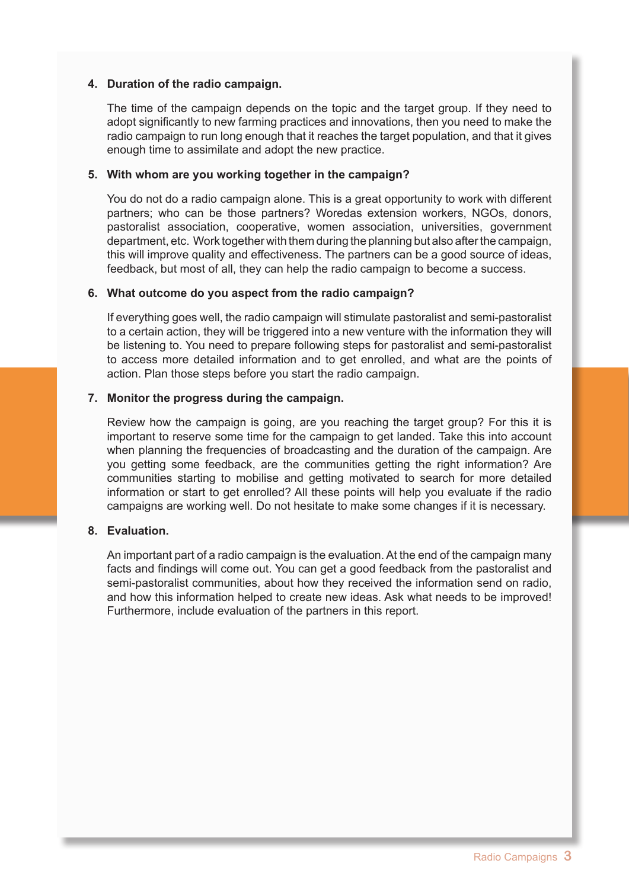**4. Duration of the radio campaign.**

The time of the campaign depends on the topic and the target group. If they need to adopt significantly to new farming practices and innovations, then you need to make the radio campaign to run long enough that it reaches the target population, and that it gives enough time to assimilate and adopt the new practice.

**5. With whom are you working together in the campaign?**

You do not do a radio campaign alone. This is a great opportunity to work with different partners; who can be those partners? Woredas extension workers, NGOs, donors, pastoralist association, cooperative, women association, universities, government department, etc. Work together with them during the planning but also after the campaign, this will improve quality and effectiveness. The partners can be a good source of ideas, feedback, but most of all, they can help the radio campaign to become a success.

**6. What outcome do you aspect from the radio campaign?**

If everything goes well, the radio campaign will stimulate pastoralist and semi-pastoralist to a certain action, they will be triggered into a new venture with the information they will be listening to. You need to prepare following steps for pastoralist and semi-pastoralist to access more detailed information and to get enrolled, and what are the points of action. Plan those steps before you start the radio campaign.

**7. Monitor the progress during the campaign.**

Review how the campaign is going, are you reaching the target group? For this it is important to reserve some time for the campaign to get landed. Take this into account when planning the frequencies of broadcasting and the duration of the campaign. Are you getting some feedback, are the communities getting the right information? Are communities starting to mobilise and getting motivated to search for more detailed information or start to get enrolled? All these points will help you evaluate if the radio campaigns are working well. Do not hesitate to make some changes if it is necessary.

**8. Evaluation.**

An important part of a radio campaign is the evaluation. At the end of the campaign many facts and findings will come out. You can get a good feedback from the pastoralist and semi-pastoralist communities, about how they received the information send on radio, and how this information helped to create new ideas. Ask what needs to be improved! Furthermore, include evaluation of the partners in this report.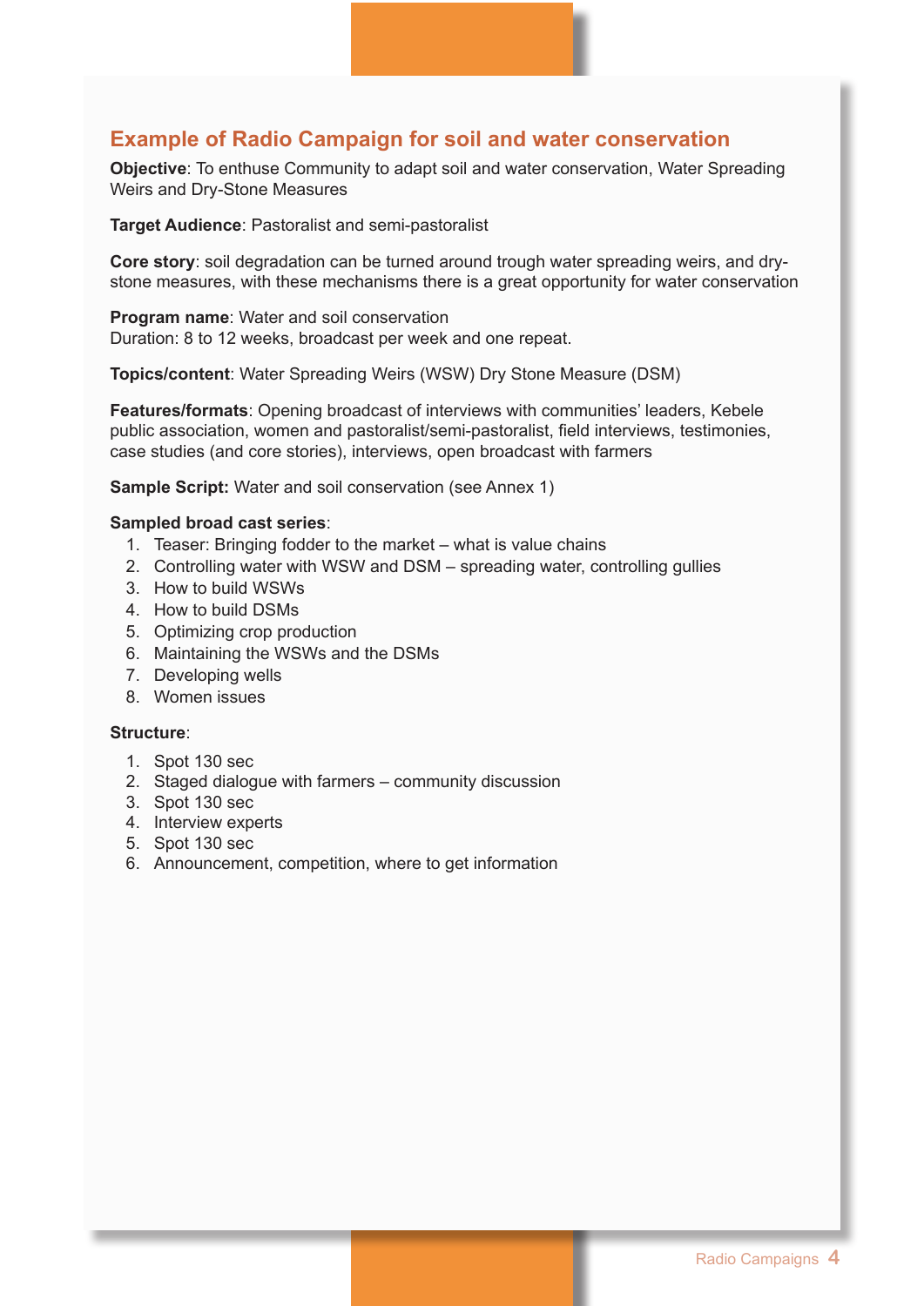## Example of Radio Campaign for soil and water conservation

**Objective**: To enthuse Community to adapt soil and water conservation, Water Spreading Weirs and Dry-Stone Measures

**Target Audience**: Pastoralist and semi-pastoralist

**Core story**: soil degradation can be turned around trough water spreading weirs, and dry-stone measures, with these mechanisms there is a great opportunity for water conservation

**Program name**: Water and soil conservation
Duration: 8 to 12 weeks, broadcast per week and one repeat.

**Topics/content**: Water Spreading Weirs (WSW) Dry Stone Measure (DSM)

**Features/formats**: Opening broadcast of interviews with communities' leaders, Kebele public association, women and pastoralist/semi-pastoralist, field interviews, testimonies, case studies (and core stories), interviews, open broadcast with farmers

**Sample Script:** Water and soil conservation (see Annex 1)

**Sampled broad cast series**:

1. Teaser: Bringing fodder to the market – what is value chains
2. Controlling water with WSW and DSM – spreading water, controlling gullies
3. How to build WSWs
4. How to build DSMs
5. Optimizing crop production
6. Maintaining the WSWs and the DSMs
7. Developing wells
8. Women issues

**Structure**:

1. Spot 130 sec
2. Staged dialogue with farmers – community discussion
3. Spot 130 sec
4. Interview experts
5. Spot 130 sec
6. Announcement, competition, where to get information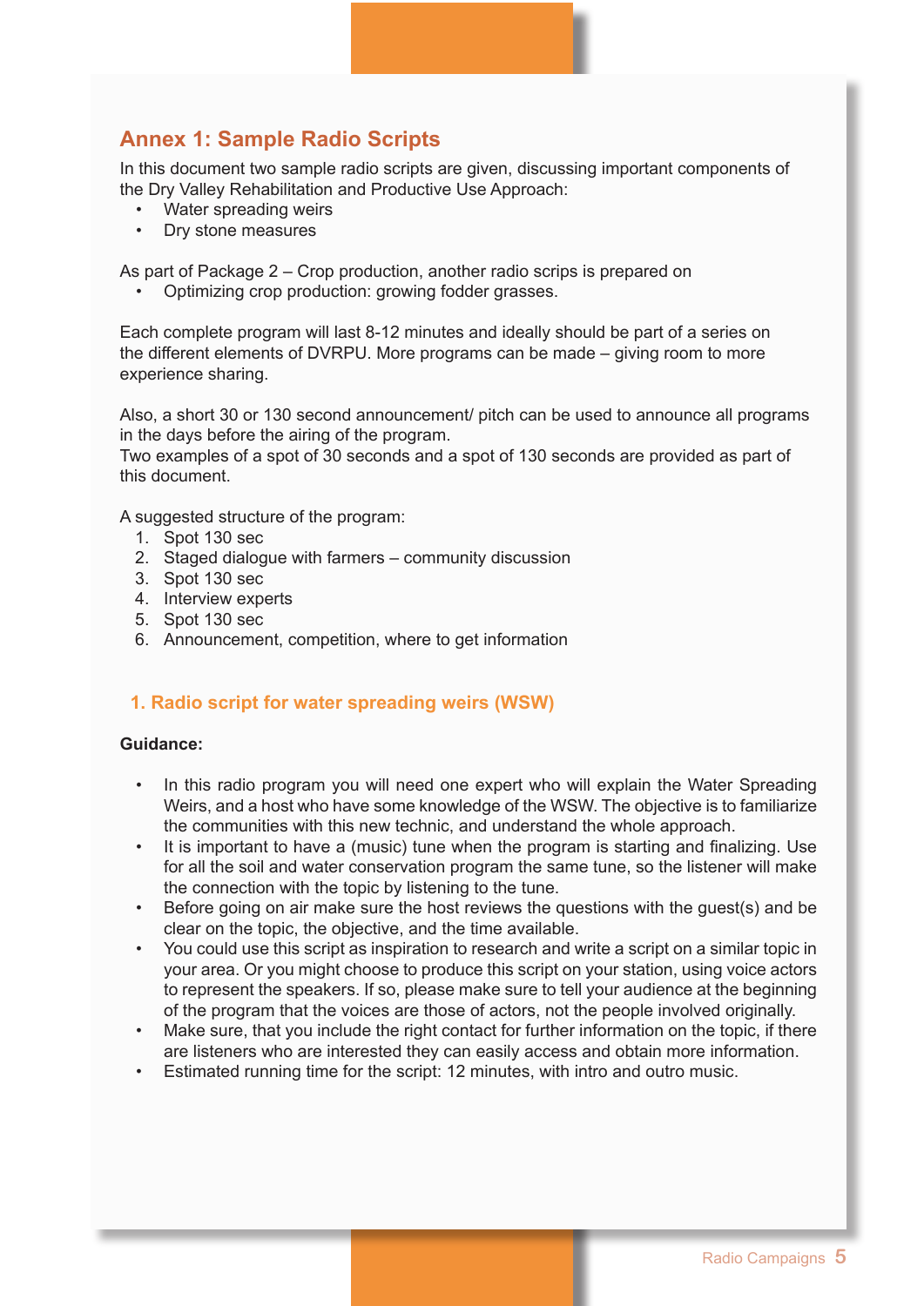## Annex 1: Sample Radio Scripts

In this document two sample radio scripts are given, discussing important components of the Dry Valley Rehabilitation and Productive Use Approach:

- Water spreading weirs
- Dry stone measures

As part of Package 2 – Crop production, another radio scrips is prepared on

- Optimizing crop production: growing fodder grasses.

Each complete program will last 8-12 minutes and ideally should be part of a series on the different elements of DVRPU. More programs can be made – giving room to more experience sharing.

Also, a short 30 or 130 second announcement/ pitch can be used to announce all programs in the days before the airing of the program.
Two examples of a spot of 30 seconds and a spot of 130 seconds are provided as part of this document.

A suggested structure of the program:

1. Spot 130 sec
2. Staged dialogue with farmers – community discussion
3. Spot 130 sec
4. Interview experts
5. Spot 130 sec
6. Announcement, competition, where to get information

### 1. Radio script for water spreading weirs (WSW)

**Guidance:**

- In this radio program you will need one expert who will explain the Water Spreading Weirs, and a host who have some knowledge of the WSW. The objective is to familiarize the communities with this new technic, and understand the whole approach.
- It is important to have a (music) tune when the program is starting and finalizing. Use for all the soil and water conservation program the same tune, so the listener will make the connection with the topic by listening to the tune.
- Before going on air make sure the host reviews the questions with the guest(s) and be clear on the topic, the objective, and the time available.
- You could use this script as inspiration to research and write a script on a similar topic in your area. Or you might choose to produce this script on your station, using voice actors to represent the speakers. If so, please make sure to tell your audience at the beginning of the program that the voices are those of actors, not the people involved originally.
- Make sure, that you include the right contact for further information on the topic, if there are listeners who are interested they can easily access and obtain more information.
- Estimated running time for the script: 12 minutes, with intro and outro music.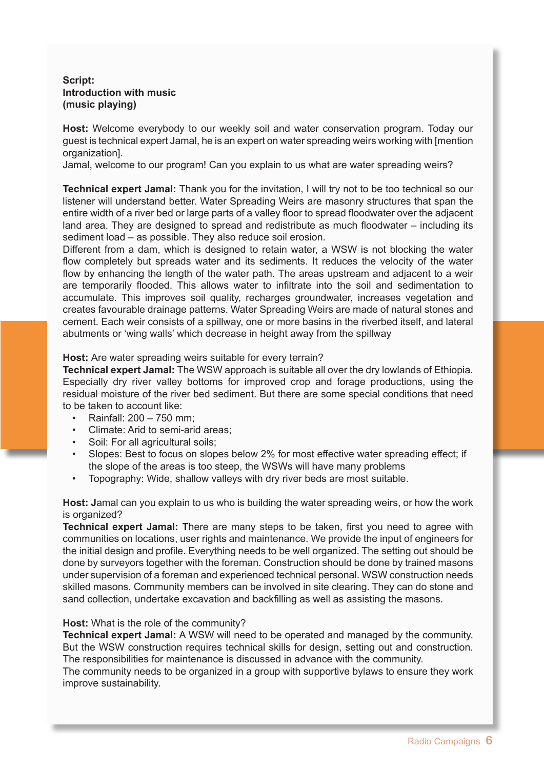**Script:**
**Introduction with music**
**(music playing)**

**Host:** Welcome everybody to our weekly soil and water conservation program. Today our guest is technical expert Jamal, he is an expert on water spreading weirs working with [mention organization].
Jamal, welcome to our program! Can you explain to us what are water spreading weirs?

**Technical expert Jamal:** Thank you for the invitation, I will try not to be too technical so our listener will understand better. Water Spreading Weirs are masonry structures that span the entire width of a river bed or large parts of a valley floor to spread floodwater over the adjacent land area. They are designed to spread and redistribute as much floodwater – including its sediment load – as possible. They also reduce soil erosion.
Different from a dam, which is designed to retain water, a WSW is not blocking the water flow completely but spreads water and its sediments. It reduces the velocity of the water flow by enhancing the length of the water path. The areas upstream and adjacent to a weir are temporarily flooded. This allows water to infiltrate into the soil and sedimentation to accumulate. This improves soil quality, recharges groundwater, increases vegetation and creates favourable drainage patterns. Water Spreading Weirs are made of natural stones and cement. Each weir consists of a spillway, one or more basins in the riverbed itself, and lateral abutments or 'wing walls' which decrease in height away from the spillway

**Host:** Are water spreading weirs suitable for every terrain?
**Technical expert Jamal:** The WSW approach is suitable all over the dry lowlands of Ethiopia. Especially dry river valley bottoms for improved crop and forage productions, using the residual moisture of the river bed sediment. But there are some special conditions that need to be taken to account like:

- Rainfall: 200 – 750 mm;
- Climate: Arid to semi-arid areas;
- Soil: For all agricultural soils;
- Slopes: Best to focus on slopes below 2% for most effective water spreading effect; if the slope of the areas is too steep, the WSWs will have many problems
- Topography: Wide, shallow valleys with dry river beds are most suitable.

**Host: J**amal can you explain to us who is building the water spreading weirs, or how the work is organized?
**Technical expert Jamal: T**here are many steps to be taken, first you need to agree with communities on locations, user rights and maintenance. We provide the input of engineers for the initial design and profile. Everything needs to be well organized. The setting out should be done by surveyors together with the foreman. Construction should be done by trained masons under supervision of a foreman and experienced technical personal. WSW construction needs skilled masons. Community members can be involved in site clearing. They can do stone and sand collection, undertake excavation and backfilling as well as assisting the masons.

**Host:** What is the role of the community?
**Technical expert Jamal:** A WSW will need to be operated and managed by the community. But the WSW construction requires technical skills for design, setting out and construction. The responsibilities for maintenance is discussed in advance with the community.
The community needs to be organized in a group with supportive bylaws to ensure they work improve sustainability.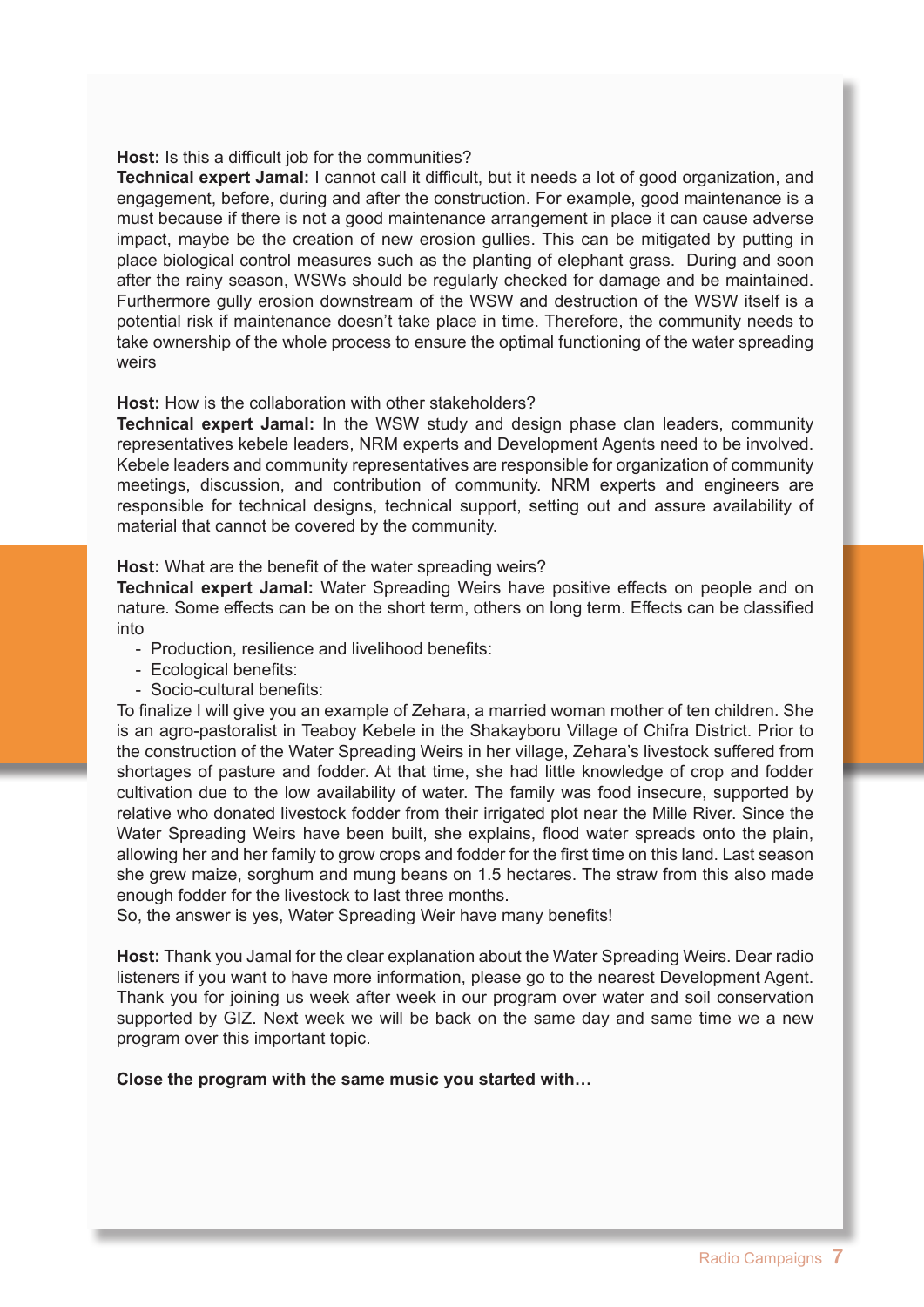**Host:** Is this a difficult job for the communities?

**Technical expert Jamal:** I cannot call it difficult, but it needs a lot of good organization, and engagement, before, during and after the construction. For example, good maintenance is a must because if there is not a good maintenance arrangement in place it can cause adverse impact, maybe be the creation of new erosion gullies. This can be mitigated by putting in place biological control measures such as the planting of elephant grass. During and soon after the rainy season, WSWs should be regularly checked for damage and be maintained. Furthermore gully erosion downstream of the WSW and destruction of the WSW itself is a potential risk if maintenance doesn't take place in time. Therefore, the community needs to take ownership of the whole process to ensure the optimal functioning of the water spreading weirs

**Host:** How is the collaboration with other stakeholders?

**Technical expert Jamal:** In the WSW study and design phase clan leaders, community representatives kebele leaders, NRM experts and Development Agents need to be involved. Kebele leaders and community representatives are responsible for organization of community meetings, discussion, and contribution of community. NRM experts and engineers are responsible for technical designs, technical support, setting out and assure availability of material that cannot be covered by the community.

**Host:** What are the benefit of the water spreading weirs?

**Technical expert Jamal:** Water Spreading Weirs have positive effects on people and on nature. Some effects can be on the short term, others on long term. Effects can be classified into

- Production, resilience and livelihood benefits:
- Ecological benefits:
- Socio-cultural benefits:

To finalize I will give you an example of Zehara, a married woman mother of ten children. She is an agro-pastoralist in Teaboy Kebele in the Shakayboru Village of Chifra District. Prior to the construction of the Water Spreading Weirs in her village, Zehara's livestock suffered from shortages of pasture and fodder. At that time, she had little knowledge of crop and fodder cultivation due to the low availability of water. The family was food insecure, supported by relative who donated livestock fodder from their irrigated plot near the Mille River. Since the Water Spreading Weirs have been built, she explains, flood water spreads onto the plain, allowing her and her family to grow crops and fodder for the first time on this land. Last season she grew maize, sorghum and mung beans on 1.5 hectares. The straw from this also made enough fodder for the livestock to last three months.

So, the answer is yes, Water Spreading Weir have many benefits!

**Host:** Thank you Jamal for the clear explanation about the Water Spreading Weirs. Dear radio listeners if you want to have more information, please go to the nearest Development Agent. Thank you for joining us week after week in our program over water and soil conservation supported by GIZ. Next week we will be back on the same day and same time we a new program over this important topic.

**Close the program with the same music you started with…**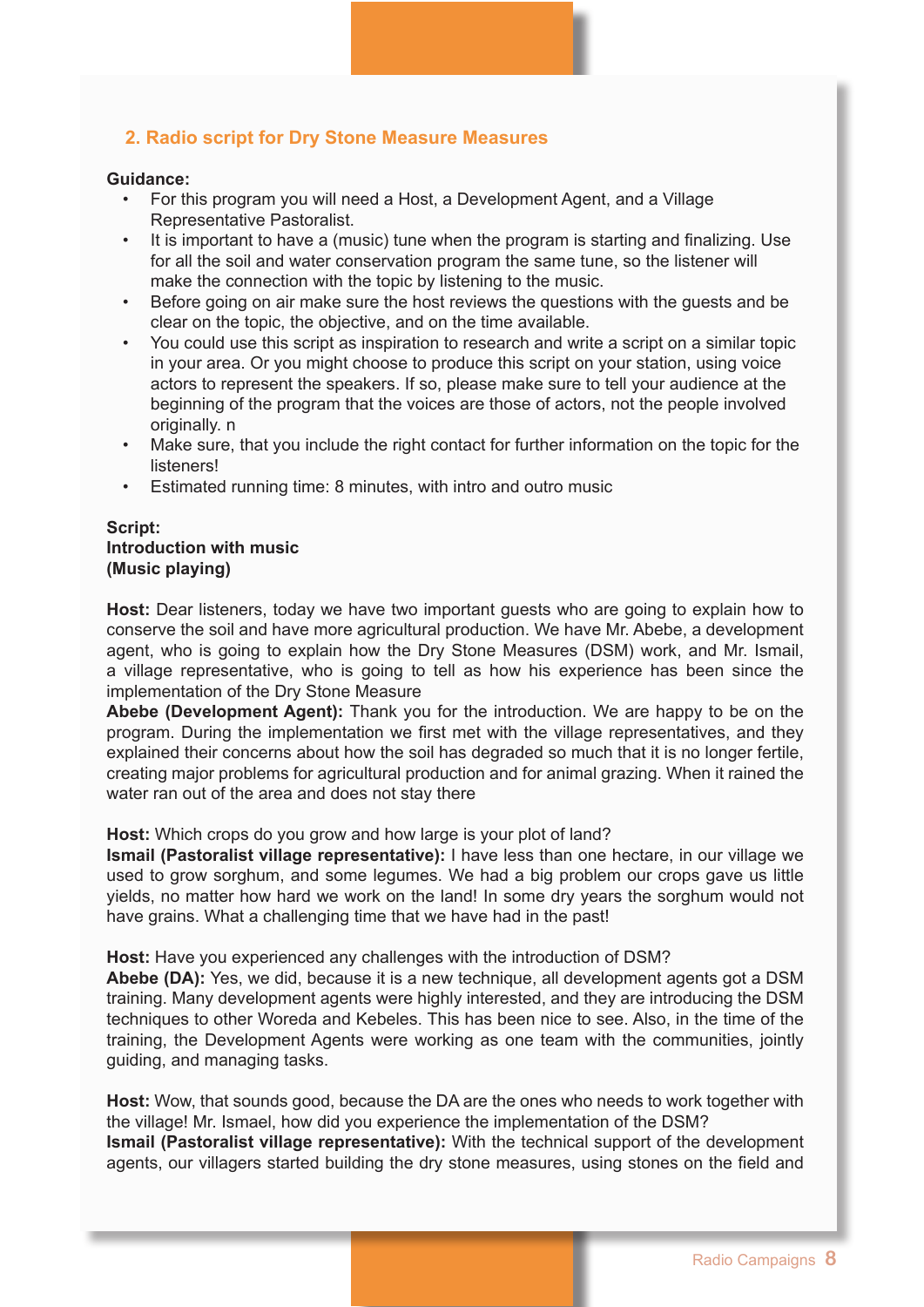## 2. Radio script for Dry Stone Measure Measures

**Guidance:**

- For this program you will need a Host, a Development Agent, and a Village Representative Pastoralist.
- It is important to have a (music) tune when the program is starting and finalizing. Use for all the soil and water conservation program the same tune, so the listener will make the connection with the topic by listening to the music.
- Before going on air make sure the host reviews the questions with the guests and be clear on the topic, the objective, and on the time available.
- You could use this script as inspiration to research and write a script on a similar topic in your area. Or you might choose to produce this script on your station, using voice actors to represent the speakers. If so, please make sure to tell your audience at the beginning of the program that the voices are those of actors, not the people involved originally. n
- Make sure, that you include the right contact for further information on the topic for the listeners!
- Estimated running time: 8 minutes, with intro and outro music

**Script:**
**Introduction with music**
**(Music playing)**

**Host:** Dear listeners, today we have two important guests who are going to explain how to conserve the soil and have more agricultural production. We have Mr. Abebe, a development agent, who is going to explain how the Dry Stone Measures (DSM) work, and Mr. Ismail, a village representative, who is going to tell as how his experience has been since the implementation of the Dry Stone Measure
**Abebe (Development Agent):** Thank you for the introduction. We are happy to be on the program. During the implementation we first met with the village representatives, and they explained their concerns about how the soil has degraded so much that it is no longer fertile, creating major problems for agricultural production and for animal grazing. When it rained the water ran out of the area and does not stay there

**Host:** Which crops do you grow and how large is your plot of land?
**Ismail (Pastoralist village representative):** I have less than one hectare, in our village we used to grow sorghum, and some legumes. We had a big problem our crops gave us little yields, no matter how hard we work on the land! In some dry years the sorghum would not have grains. What a challenging time that we have had in the past!

**Host:** Have you experienced any challenges with the introduction of DSM?
**Abebe (DA):** Yes, we did, because it is a new technique, all development agents got a DSM training. Many development agents were highly interested, and they are introducing the DSM techniques to other Woreda and Kebeles. This has been nice to see. Also, in the time of the training, the Development Agents were working as one team with the communities, jointly guiding, and managing tasks.

**Host:** Wow, that sounds good, because the DA are the ones who needs to work together with the village! Mr. Ismael, how did you experience the implementation of the DSM?
**Ismail (Pastoralist village representative):** With the technical support of the development agents, our villagers started building the dry stone measures, using stones on the field and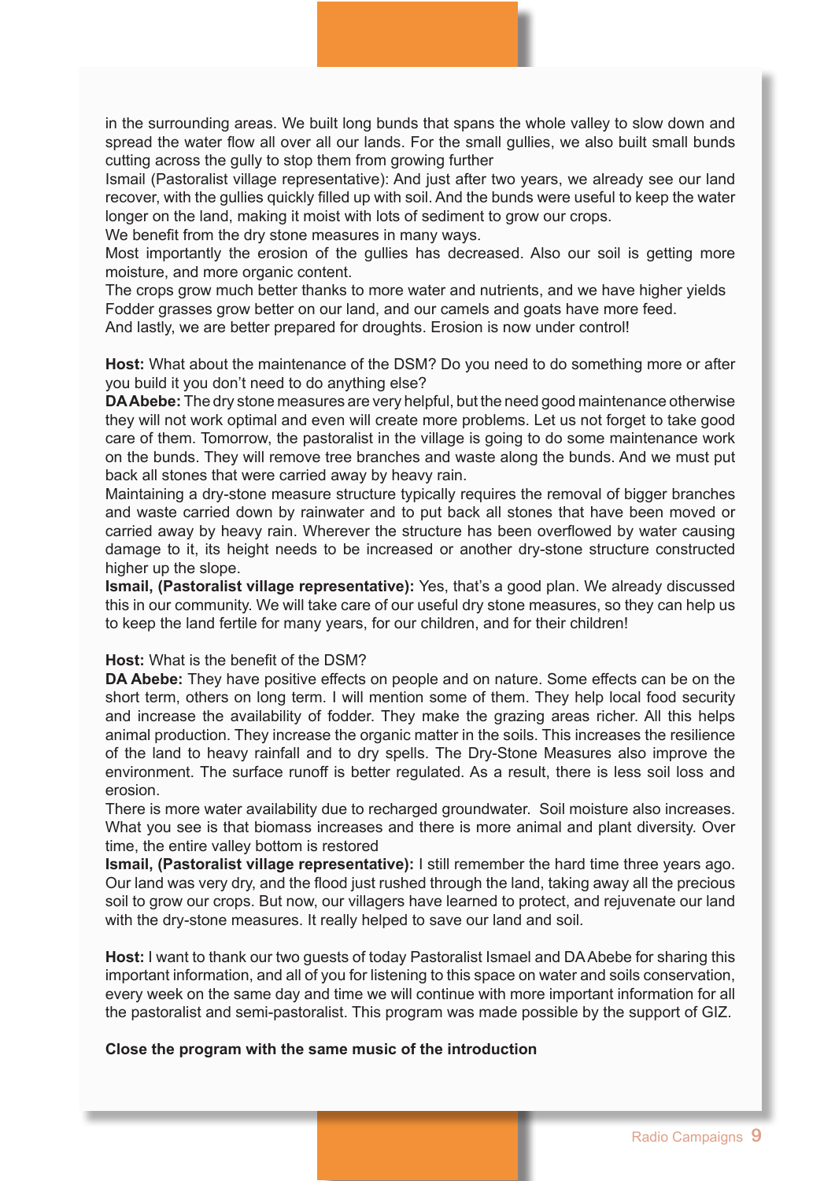in the surrounding areas. We built long bunds that spans the whole valley to slow down and spread the water flow all over all our lands. For the small gullies, we also built small bunds cutting across the gully to stop them from growing further

Ismail (Pastoralist village representative): And just after two years, we already see our land recover, with the gullies quickly filled up with soil. And the bunds were useful to keep the water longer on the land, making it moist with lots of sediment to grow our crops.

We benefit from the dry stone measures in many ways.

Most importantly the erosion of the gullies has decreased. Also our soil is getting more moisture, and more organic content.

The crops grow much better thanks to more water and nutrients, and we have higher yields

Fodder grasses grow better on our land, and our camels and goats have more feed.

And lastly, we are better prepared for droughts. Erosion is now under control!

**Host:** What about the maintenance of the DSM? Do you need to do something more or after you build it you don't need to do anything else?

**DA Abebe:** The dry stone measures are very helpful, but the need good maintenance otherwise they will not work optimal and even will create more problems. Let us not forget to take good care of them. Tomorrow, the pastoralist in the village is going to do some maintenance work on the bunds. They will remove tree branches and waste along the bunds. And we must put back all stones that were carried away by heavy rain.

Maintaining a dry-stone measure structure typically requires the removal of bigger branches and waste carried down by rainwater and to put back all stones that have been moved or carried away by heavy rain. Wherever the structure has been overflowed by water causing damage to it, its height needs to be increased or another dry-stone structure constructed higher up the slope.

**Ismail, (Pastoralist village representative):** Yes, that's a good plan. We already discussed this in our community. We will take care of our useful dry stone measures, so they can help us to keep the land fertile for many years, for our children, and for their children!

**Host:** What is the benefit of the DSM?

**DA Abebe:** They have positive effects on people and on nature. Some effects can be on the short term, others on long term. I will mention some of them. They help local food security and increase the availability of fodder. They make the grazing areas richer. All this helps animal production. They increase the organic matter in the soils. This increases the resilience of the land to heavy rainfall and to dry spells. The Dry-Stone Measures also improve the environment. The surface runoff is better regulated. As a result, there is less soil loss and erosion.

There is more water availability due to recharged groundwater. Soil moisture also increases. What you see is that biomass increases and there is more animal and plant diversity. Over time, the entire valley bottom is restored

**Ismail, (Pastoralist village representative):** I still remember the hard time three years ago. Our land was very dry, and the flood just rushed through the land, taking away all the precious soil to grow our crops. But now, our villagers have learned to protect, and rejuvenate our land with the dry-stone measures. It really helped to save our land and soil.

**Host:** I want to thank our two guests of today Pastoralist Ismael and DA Abebe for sharing this important information, and all of you for listening to this space on water and soils conservation, every week on the same day and time we will continue with more important information for all the pastoralist and semi-pastoralist. This program was made possible by the support of GIZ.

**Close the program with the same music of the introduction**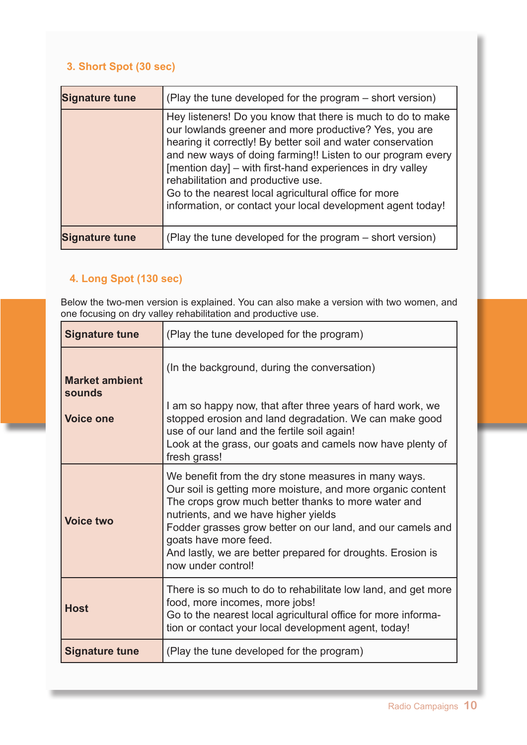### 3. Short Spot (30 sec)

| **Signature tune** | (Play the tune developed for the program – short version) |
|---|---|
| | Hey listeners! Do you know that there is much to do to make our lowlands greener and more productive? Yes, you are hearing it correctly! By better soil and water conservation and new ways of doing farming!! Listen to our program every [mention day] – with first-hand experiences in dry valley rehabilitation and productive use.<br>Go to the nearest local agricultural office for more information, or contact your local development agent today! |
| **Signature tune** | (Play the tune developed for the program – short version) |

### 4. Long Spot (130 sec)

Below the two-men version is explained. You can also make a version with two women, and one focusing on dry valley rehabilitation and productive use.

| **Signature tune** | (Play the tune developed for the program) |
|---|---|
| **Market ambient sounds**<br><br>**Voice one** | (In the background, during the conversation)<br><br>I am so happy now, that after three years of hard work, we stopped erosion and land degradation. We can make good use of our land and the fertile soil again!<br>Look at the grass, our goats and camels now have plenty of fresh grass! |
| **Voice two** | We benefit from the dry stone measures in many ways.<br>Our soil is getting more moisture, and more organic content<br>The crops grow much better thanks to more water and nutrients, and we have higher yields<br>Fodder grasses grow better on our land, and our camels and goats have more feed.<br>And lastly, we are better prepared for droughts. Erosion is now under control! |
| **Host** | There is so much to do to rehabilitate low land, and get more food, more incomes, more jobs!<br>Go to the nearest local agricultural office for more information or contact your local development agent, today! |
| **Signature tune** | (Play the tune developed for the program) |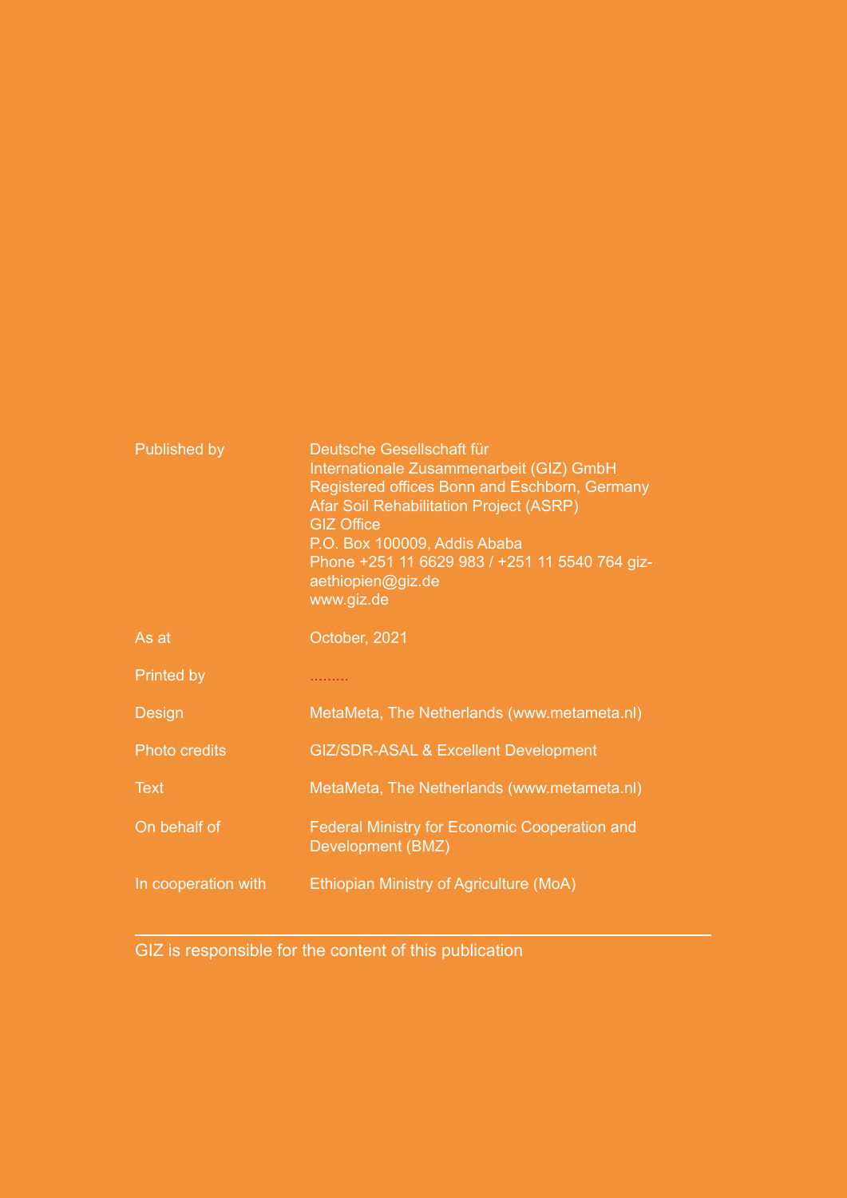| | |
|---|---|
| Published by | Deutsche Gesellschaft für Internationale Zusammenarbeit (GIZ) GmbH<br>Registered offices Bonn and Eschborn, Germany<br>Afar Soil Rehabilitation Project (ASRP)<br>GIZ Office<br>P.O. Box 100009, Addis Ababa<br>Phone +251 11 6629 983 / +251 11 5540 764 giz-aethiopien@giz.de<br>www.giz.de |
| As at | October, 2021 |
| Printed by | ......... |
| Design | MetaMeta, The Netherlands (www.metameta.nl) |
| Photo credits | GIZ/SDR-ASAL & Excellent Development |
| Text | MetaMeta, The Netherlands (www.metameta.nl) |
| On behalf of | Federal Ministry for Economic Cooperation and Development (BMZ) |
| In cooperation with | Ethiopian Ministry of Agriculture (MoA) |

GIZ is responsible for the content of this publication